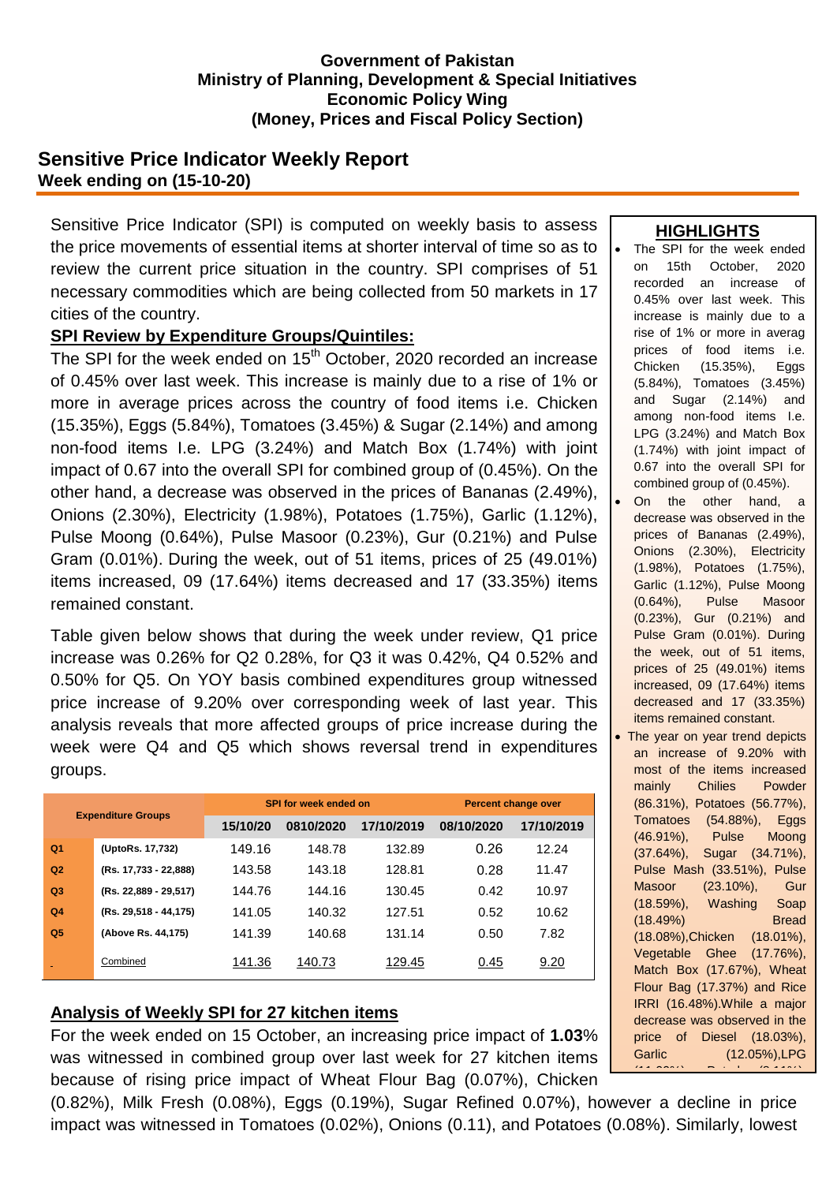**Government of Pakistan**
**Ministry of Planning, Development & Special Initiatives**
**Economic Policy Wing**
**(Money, Prices and Fiscal Policy Section)**

# Sensitive Price Indicator Weekly Report

**Week ending on (15-10-20)**

Sensitive Price Indicator (SPI) is computed on weekly basis to assess the price movements of essential items at shorter interval of time so as to review the current price situation in the country. SPI comprises of 51 necessary commodities which are being collected from 50 markets in 17 cities of the country.

## SPI Review by Expenditure Groups/Quintiles:

The SPI for the week ended on 15th October, 2020 recorded an increase of 0.45% over last week. This increase is mainly due to a rise of 1% or more in average prices across the country of food items i.e. Chicken (15.35%), Eggs (5.84%), Tomatoes (3.45%) & Sugar (2.14%) and among non-food items I.e. LPG (3.24%) and Match Box (1.74%) with joint impact of 0.67 into the overall SPI for combined group of (0.45%). On the other hand, a decrease was observed in the prices of Bananas (2.49%), Onions (2.30%), Electricity (1.98%), Potatoes (1.75%), Garlic (1.12%), Pulse Moong (0.64%), Pulse Masoor (0.23%), Gur (0.21%) and Pulse Gram (0.01%). During the week, out of 51 items, prices of 25 (49.01%) items increased, 09 (17.64%) items decreased and 17 (33.35%) items remained constant.

Table given below shows that during the week under review, Q1 price increase was 0.26% for Q2 0.28%, for Q3 it was 0.42%, Q4 0.52% and 0.50% for Q5. On YOY basis combined expenditures group witnessed price increase of 9.20% over corresponding week of last year. This analysis reveals that more affected groups of price increase during the week were Q4 and Q5 which shows reversal trend in expenditures groups.

| Expenditure Groups | | SPI for week ended on | | | Percent change over | |
|---|---|---|---|---|---|---|
| | | 15/10/20 | 0810/2020 | 17/10/2019 | 08/10/2020 | 17/10/2019 |
| Q1 | (UptoRs. 17,732) | 149.16 | 148.78 | 132.89 | 0.26 | 12.24 |
| Q2 | (Rs. 17,733 - 22,888) | 143.58 | 143.18 | 128.81 | 0.28 | 11.47 |
| Q3 | (Rs. 22,889 - 29,517) | 144.76 | 144.16 | 130.45 | 0.42 | 10.97 |
| Q4 | (Rs. 29,518 - 44,175) | 141.05 | 140.32 | 127.51 | 0.52 | 10.62 |
| Q5 | (Above Rs. 44,175) | 141.39 | 140.68 | 131.14 | 0.50 | 7.82 |
| | Combined | 141.36 | 140.73 | 129.45 | 0.45 | 9.20 |

## Analysis of Weekly SPI for 27 kitchen items

For the week ended on 15 October, an increasing price impact of **1.03**% was witnessed in combined group over last week for 27 kitchen items because of rising price impact of Wheat Flour Bag (0.07%), Chicken (0.82%), Milk Fresh (0.08%), Eggs (0.19%), Sugar Refined 0.07%), however a decline in price impact was witnessed in Tomatoes (0.02%), Onions (0.11), and Potatoes (0.08%). Similarly, lowest

## HIGHLIGHTS

- The SPI for the week ended on 15th October, 2020 recorded an increase of 0.45% over last week. This increase is mainly due to a rise of 1% or more in averag prices of food items i.e. Chicken (15.35%), Eggs (5.84%), Tomatoes (3.45%) and Sugar (2.14%) and among non-food items I.e. LPG (3.24%) and Match Box (1.74%) with joint impact of 0.67 into the overall SPI for combined group of (0.45%).
- On the other hand, a decrease was observed in the prices of Bananas (2.49%), Onions (2.30%), Electricity (1.98%), Potatoes (1.75%), Garlic (1.12%), Pulse Moong (0.64%), Pulse Masoor (0.23%), Gur (0.21%) and Pulse Gram (0.01%). During the week, out of 51 items, prices of 25 (49.01%) items increased, 09 (17.64%) items decreased and 17 (33.35%) items remained constant.
- The year on year trend depicts an increase of 9.20% with most of the items increased mainly Chilies Powder (86.31%), Potatoes (56.77%), Tomatoes (54.88%), Eggs (46.91%), Pulse Moong (37.64%), Sugar (34.71%), Pulse Mash (33.51%), Pulse Masoor (23.10%), Gur (18.59%), Washing Soap (18.49%) Bread (18.08%),Chicken (18.01%), Vegetable Ghee (17.76%), Match Box (17.67%), Wheat Flour Bag (17.37%) and Rice IRRI (16.48%).While a major decrease was observed in the price of Diesel (18.03%), Garlic (12.05%),LPG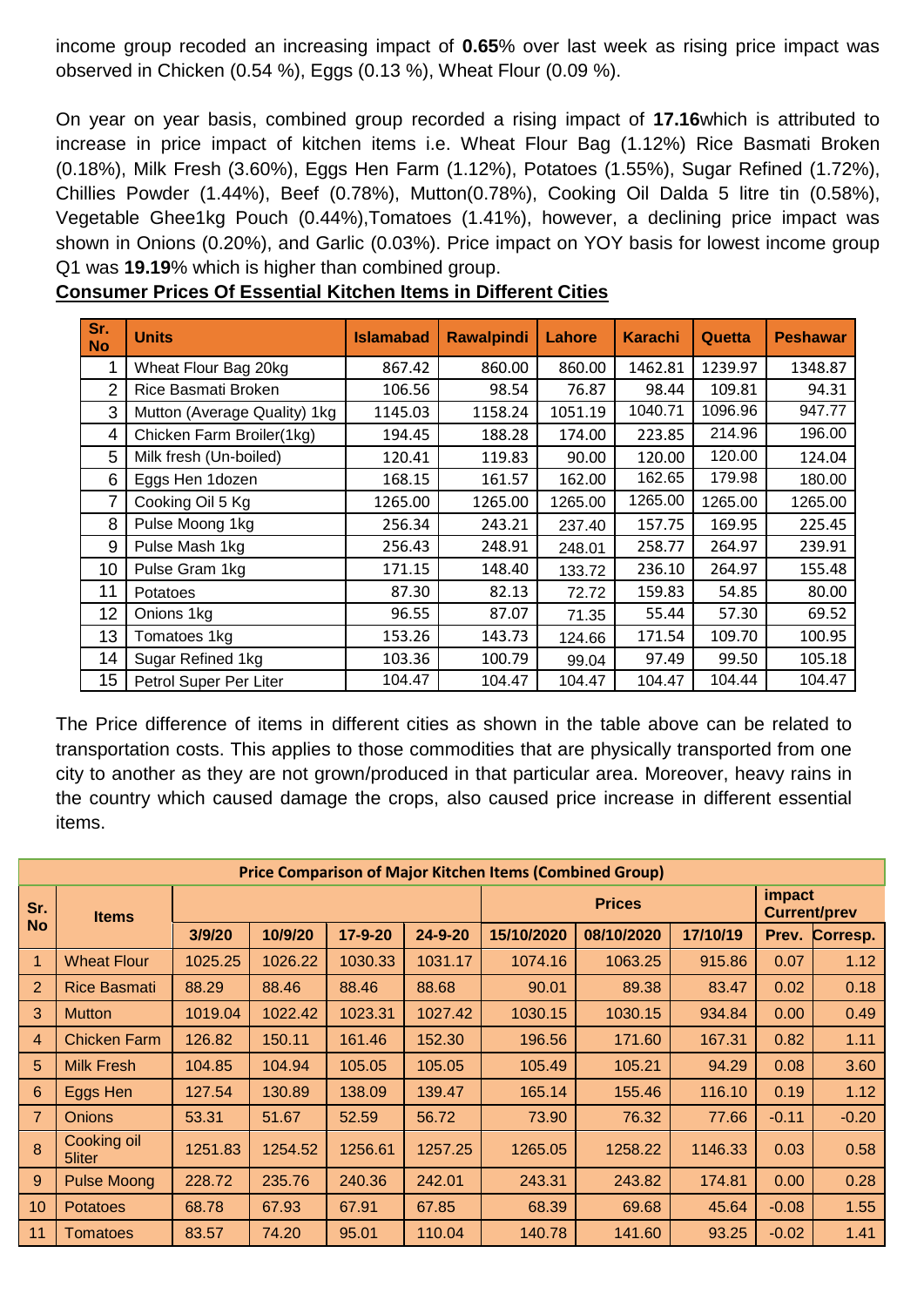income group recoded an increasing impact of **0.65**% over last week as rising price impact was observed in Chicken (0.54 %), Eggs (0.13 %), Wheat Flour (0.09 %).

On year on year basis, combined group recorded a rising impact of **17.16**which is attributed to increase in price impact of kitchen items i.e. Wheat Flour Bag (1.12%) Rice Basmati Broken (0.18%), Milk Fresh (3.60%), Eggs Hen Farm (1.12%), Potatoes (1.55%), Sugar Refined (1.72%), Chillies Powder (1.44%), Beef (0.78%), Mutton(0.78%), Cooking Oil Dalda 5 litre tin (0.58%), Vegetable Ghee1kg Pouch (0.44%),Tomatoes (1.41%), however, a declining price impact was shown in Onions (0.20%), and Garlic (0.03%). Price impact on YOY basis for lowest income group Q1 was **19.19**% which is higher than combined group.

**Consumer Prices Of Essential Kitchen Items in Different Cities**

| Sr. No | Units | Islamabad | Rawalpindi | Lahore | Karachi | Quetta | Peshawar |
|---|---|---|---|---|---|---|---|
| 1 | Wheat Flour Bag 20kg | 867.42 | 860.00 | 860.00 | 1462.81 | 1239.97 | 1348.87 |
| 2 | Rice Basmati Broken | 106.56 | 98.54 | 76.87 | 98.44 | 109.81 | 94.31 |
| 3 | Mutton (Average Quality) 1kg | 1145.03 | 1158.24 | 1051.19 | 1040.71 | 1096.96 | 947.77 |
| 4 | Chicken Farm Broiler(1kg) | 194.45 | 188.28 | 174.00 | 223.85 | 214.96 | 196.00 |
| 5 | Milk fresh (Un-boiled) | 120.41 | 119.83 | 90.00 | 120.00 | 120.00 | 124.04 |
| 6 | Eggs Hen 1dozen | 168.15 | 161.57 | 162.00 | 162.65 | 179.98 | 180.00 |
| 7 | Cooking Oil 5 Kg | 1265.00 | 1265.00 | 1265.00 | 1265.00 | 1265.00 | 1265.00 |
| 8 | Pulse Moong 1kg | 256.34 | 243.21 | 237.40 | 157.75 | 169.95 | 225.45 |
| 9 | Pulse Mash 1kg | 256.43 | 248.91 | 248.01 | 258.77 | 264.97 | 239.91 |
| 10 | Pulse Gram 1kg | 171.15 | 148.40 | 133.72 | 236.10 | 264.97 | 155.48 |
| 11 | Potatoes | 87.30 | 82.13 | 72.72 | 159.83 | 54.85 | 80.00 |
| 12 | Onions 1kg | 96.55 | 87.07 | 71.35 | 55.44 | 57.30 | 69.52 |
| 13 | Tomatoes 1kg | 153.26 | 143.73 | 124.66 | 171.54 | 109.70 | 100.95 |
| 14 | Sugar Refined 1kg | 103.36 | 100.79 | 99.04 | 97.49 | 99.50 | 105.18 |
| 15 | Petrol Super Per Liter | 104.47 | 104.47 | 104.47 | 104.47 | 104.44 | 104.47 |

The Price difference of items in different cities as shown in the table above can be related to transportation costs. This applies to those commodities that are physically transported from one city to another as they are not grown/produced in that particular area. Moreover, heavy rains in the country which caused damage the crops, also caused price increase in different essential items.

**Price Comparison of Major Kitchen Items (Combined Group)**

| Sr. No | Items | | | | | Prices | | | impact Current/prev | |
|---|---|---|---|---|---|---|---|---|---|---|
| | | 3/9/20 | 10/9/20 | 17-9-20 | 24-9-20 | 15/10/2020 | 08/10/2020 | 17/10/19 | Prev. | Corresp. |
| 1 | Wheat Flour | 1025.25 | 1026.22 | 1030.33 | 1031.17 | 1074.16 | 1063.25 | 915.86 | 0.07 | 1.12 |
| 2 | Rice Basmati | 88.29 | 88.46 | 88.46 | 88.68 | 90.01 | 89.38 | 83.47 | 0.02 | 0.18 |
| 3 | Mutton | 1019.04 | 1022.42 | 1023.31 | 1027.42 | 1030.15 | 1030.15 | 934.84 | 0.00 | 0.49 |
| 4 | Chicken Farm | 126.82 | 150.11 | 161.46 | 152.30 | 196.56 | 171.60 | 167.31 | 0.82 | 1.11 |
| 5 | Milk Fresh | 104.85 | 104.94 | 105.05 | 105.05 | 105.49 | 105.21 | 94.29 | 0.08 | 3.60 |
| 6 | Eggs Hen | 127.54 | 130.89 | 138.09 | 139.47 | 165.14 | 155.46 | 116.10 | 0.19 | 1.12 |
| 7 | Onions | 53.31 | 51.67 | 52.59 | 56.72 | 73.90 | 76.32 | 77.66 | -0.11 | -0.20 |
| 8 | Cooking oil 5liter | 1251.83 | 1254.52 | 1256.61 | 1257.25 | 1265.05 | 1258.22 | 1146.33 | 0.03 | 0.58 |
| 9 | Pulse Moong | 228.72 | 235.76 | 240.36 | 242.01 | 243.31 | 243.82 | 174.81 | 0.00 | 0.28 |
| 10 | Potatoes | 68.78 | 67.93 | 67.91 | 67.85 | 68.39 | 69.68 | 45.64 | -0.08 | 1.55 |
| 11 | Tomatoes | 83.57 | 74.20 | 95.01 | 110.04 | 140.78 | 141.60 | 93.25 | -0.02 | 1.41 |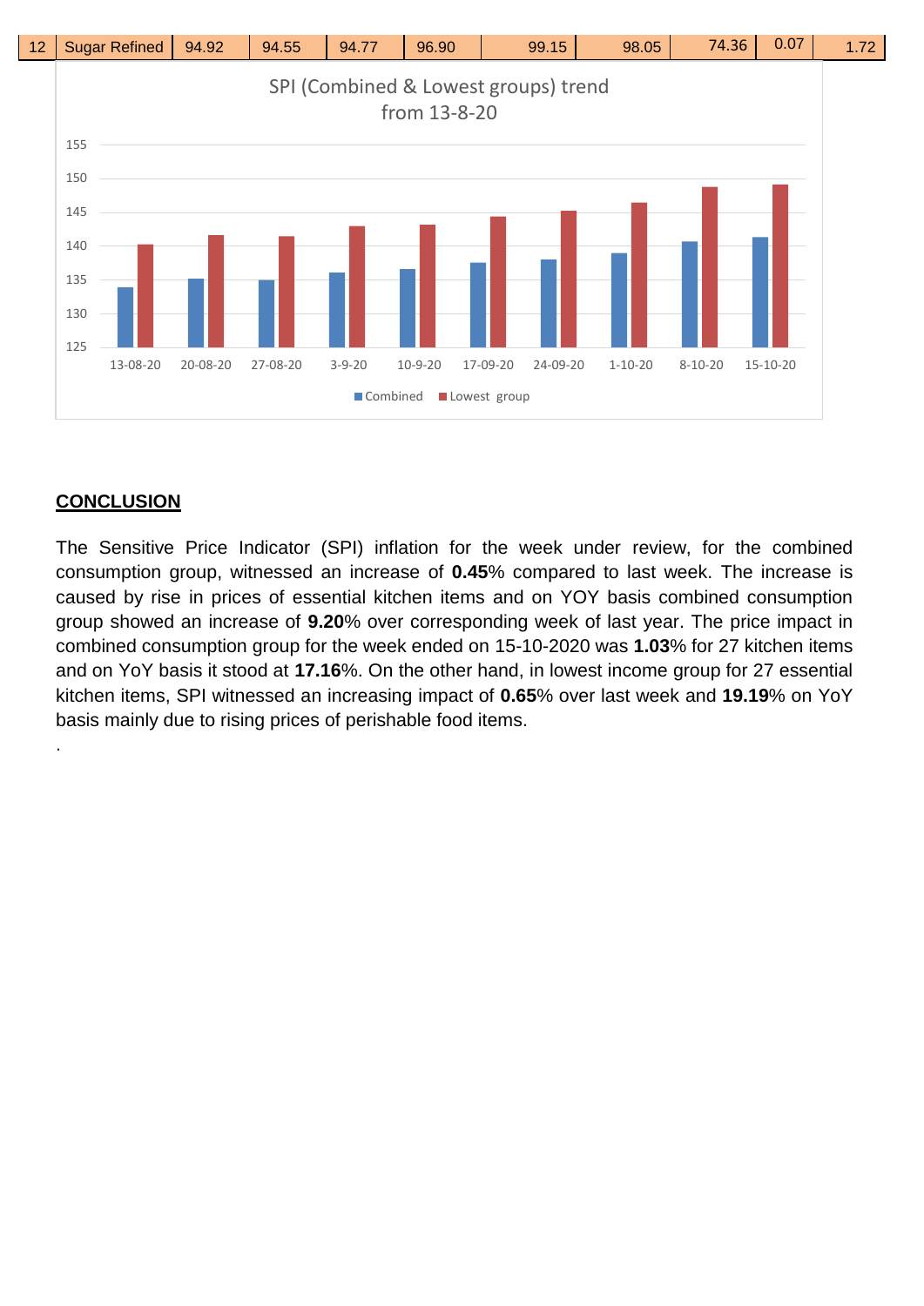| | | | | | | | | | |
|---|---|---|---|---|---|---|---|---|---|
| 12 | Sugar Refined | 94.92 | 94.55 | 94.77 | 96.90 | 99.15 | 98.05 | 74.36 | 0.07 | 1.72 |

SPI (Combined & Lowest groups) trend from 13-8-20

155
150
145
140
135
130
125

13-08-20 20-08-20 27-08-20 3-9-20 10-9-20 17-09-20 24-09-20 1-10-20 8-10-20 15-10-20

Combined Lowest group

**CONCLUSION**

The Sensitive Price Indicator (SPI) inflation for the week under review, for the combined consumption group, witnessed an increase of **0.45**% compared to last week. The increase is caused by rise in prices of essential kitchen items and on YOY basis combined consumption group showed an increase of **9.20**% over corresponding week of last year. The price impact in combined consumption group for the week ended on 15-10-2020 was **1.03**% for 27 kitchen items and on YoY basis it stood at **17.16**%. On the other hand, in lowest income group for 27 essential kitchen items, SPI witnessed an increasing impact of **0.65**% over last week and **19.19**% on YoY basis mainly due to rising prices of perishable food items.

.